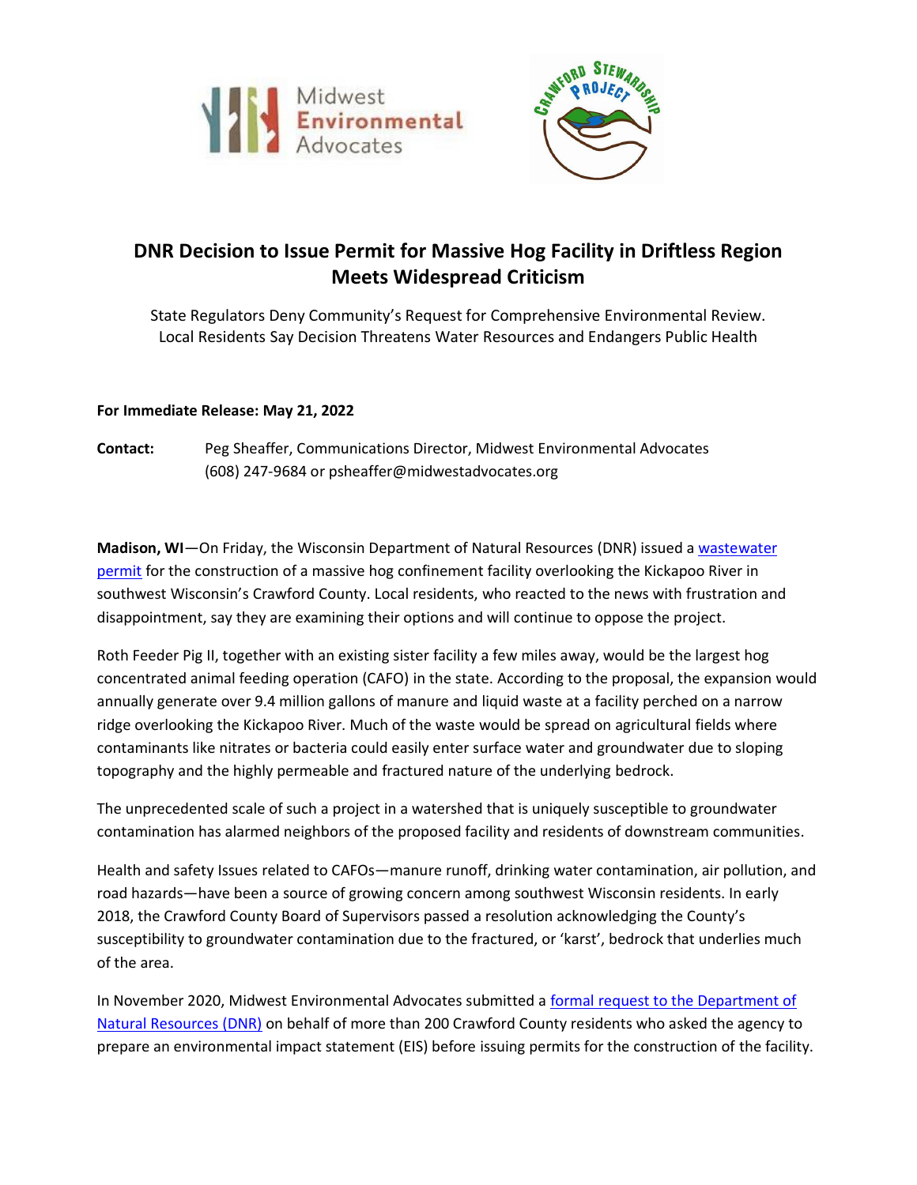# DNR Decision to Issue Permit for Massive Hog Facility in Driftless Region Meets Widespread Criticism

State Regulators Deny Community's Request for Comprehensive Environmental Review.
Local Residents Say Decision Threatens Water Resources and Endangers Public Health

**For Immediate Release: May 21, 2022**

**Contact:** Peg Sheaffer, Communications Director, Midwest Environmental Advocates
(608) 247-9684 or psheaffer@midwestadvocates.org

**Madison, WI**—On Friday, the Wisconsin Department of Natural Resources (DNR) issued a wastewater permit for the construction of a massive hog confinement facility overlooking the Kickapoo River in southwest Wisconsin's Crawford County. Local residents, who reacted to the news with frustration and disappointment, say they are examining their options and will continue to oppose the project.

Roth Feeder Pig II, together with an existing sister facility a few miles away, would be the largest hog concentrated animal feeding operation (CAFO) in the state. According to the proposal, the expansion would annually generate over 9.4 million gallons of manure and liquid waste at a facility perched on a narrow ridge overlooking the Kickapoo River. Much of the waste would be spread on agricultural fields where contaminants like nitrates or bacteria could easily enter surface water and groundwater due to sloping topography and the highly permeable and fractured nature of the underlying bedrock.

The unprecedented scale of such a project in a watershed that is uniquely susceptible to groundwater contamination has alarmed neighbors of the proposed facility and residents of downstream communities.

Health and safety Issues related to CAFOs—manure runoff, drinking water contamination, air pollution, and road hazards—have been a source of growing concern among southwest Wisconsin residents. In early 2018, the Crawford County Board of Supervisors passed a resolution acknowledging the County's susceptibility to groundwater contamination due to the fractured, or 'karst', bedrock that underlies much of the area.

In November 2020, Midwest Environmental Advocates submitted a formal request to the Department of Natural Resources (DNR) on behalf of more than 200 Crawford County residents who asked the agency to prepare an environmental impact statement (EIS) before issuing permits for the construction of the facility.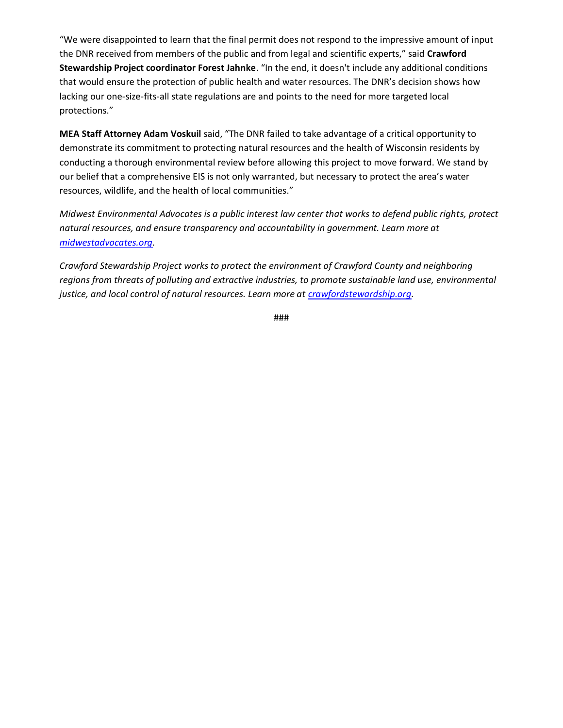"We were disappointed to learn that the final permit does not respond to the impressive amount of input the DNR received from members of the public and from legal and scientific experts," said **Crawford Stewardship Project coordinator Forest Jahnke**. "In the end, it doesn't include any additional conditions that would ensure the protection of public health and water resources. The DNR's decision shows how lacking our one-size-fits-all state regulations are and points to the need for more targeted local protections."

**MEA Staff Attorney Adam Voskuil** said, "The DNR failed to take advantage of a critical opportunity to demonstrate its commitment to protecting natural resources and the health of Wisconsin residents by conducting a thorough environmental review before allowing this project to move forward. We stand by our belief that a comprehensive EIS is not only warranted, but necessary to protect the area's water resources, wildlife, and the health of local communities."

*Midwest Environmental Advocates is a public interest law center that works to defend public rights, protect natural resources, and ensure transparency and accountability in government. Learn more at [midwestadvocates.org](http://midwestadvocates.org).*

*Crawford Stewardship Project works to protect the environment of Crawford County and neighboring regions from threats of polluting and extractive industries, to promote sustainable land use, environmental justice, and local control of natural resources. Learn more at [crawfordstewardship.org](http://crawfordstewardship.org).*

###